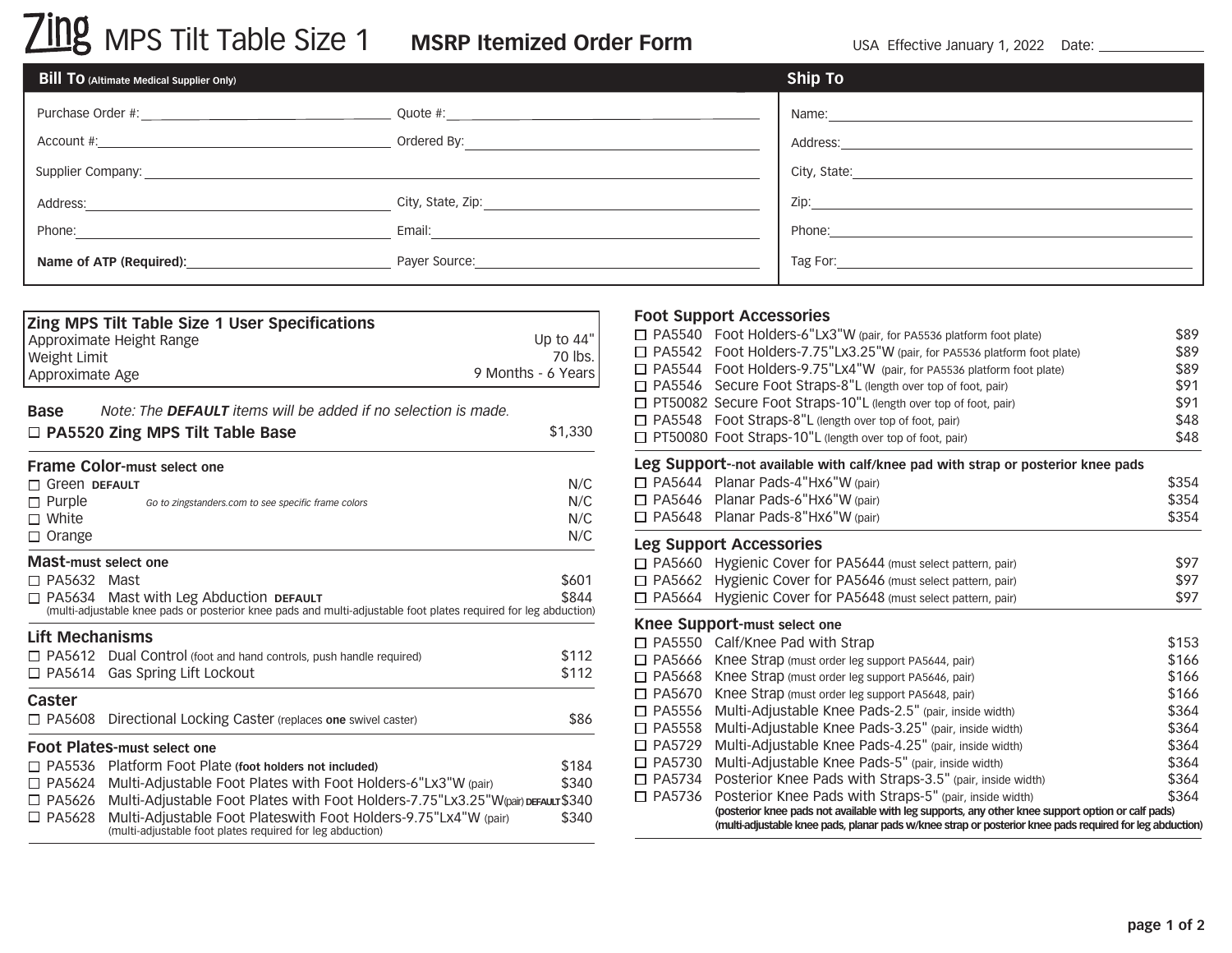# Zing MPS Tilt Table Size 1 — MSRP Itemized Order Form

USA Effective January 1, 2022 Date: ______________

| **Bill To** (Altimate Medical Supplier Only) | | **Ship To** |
|---|---|---|
| Purchase Order #: | Quote #: | Name: |
| Account #: | Ordered By: | Address: |
| Supplier Company: | | City, State: |
| Address: | City, State, Zip: | Zip: |
| Phone: | Email: | Phone: |
| **Name of ATP (Required):** | Payer Source: | Tag For: |

## Zing MPS Tilt Table Size 1 User Specifications

| | |
|---|---|
| Approximate Height Range | Up to 44" |
| Weight Limit | 70 lbs. |
| Approximate Age | 9 Months - 6 Years |

## Base

*Note: The **DEFAULT** items will be added if no selection is made.*

| Item | Price |
|---|---|
| ☐ **PA5520 Zing MPS Tilt Table Base** | $1,330 |

## Frame Color-must select one

| Item | Price |
|---|---|
| ☐ Green **DEFAULT** | N/C |
| ☐ Purple *Go to zingstanders.com to see specific frame colors* | N/C |
| ☐ White | N/C |
| ☐ Orange | N/C |

## Mast-must select one

| Item | Price |
|---|---|
| ☐ PA5632 Mast | $601 |
| ☐ PA5634 Mast with Leg Abduction **DEFAULT** | $844 |

(multi-adjustable knee pads or posterior knee pads and multi-adjustable foot plates required for leg abduction)

## Lift Mechanisms

| Item | Price |
|---|---|
| ☐ PA5612 Dual Control (foot and hand controls, push handle required) | $112 |
| ☐ PA5614 Gas Spring Lift Lockout | $112 |

## Caster

| Item | Price |
|---|---|
| ☐ PA5608 Directional Locking Caster (replaces **one** swivel caster) | $86 |

## Foot Plates-must select one

| Item | Price |
|---|---|
| ☐ PA5536 Platform Foot Plate **(foot holders not included)** | $184 |
| ☐ PA5624 Multi-Adjustable Foot Plates with Foot Holders-6"Lx3"W (pair) | $340 |
| ☐ PA5626 Multi-Adjustable Foot Plates with Foot Holders-7.75"Lx3.25"W (pair) **DEFAULT** | $340 |
| ☐ PA5628 Multi-Adjustable Foot Plateswith Foot Holders-9.75"Lx4"W (pair) (multi-adjustable foot plates required for leg abduction) | $340 |

## Foot Support Accessories

| Item | Price |
|---|---|
| ☐ PA5540 Foot Holders-6"Lx3"W (pair, for PA5536 platform foot plate) | $89 |
| ☐ PA5542 Foot Holders-7.75"Lx3.25"W (pair, for PA5536 platform foot plate) | $89 |
| ☐ PA5544 Foot Holders-9.75"Lx4"W (pair, for PA5536 platform foot plate) | $89 |
| ☐ PA5546 Secure Foot Straps-8"L (length over top of foot, pair) | $91 |
| ☐ PT50082 Secure Foot Straps-10"L (length over top of foot, pair) | $91 |
| ☐ PA5548 Foot Straps-8"L (length over top of foot, pair) | $48 |
| ☐ PT50080 Foot Straps-10"L (length over top of foot, pair) | $48 |

## Leg Support--not available with calf/knee pad with strap or posterior knee pads

| Item | Price |
|---|---|
| ☐ PA5644 Planar Pads-4"Hx6"W (pair) | $354 |
| ☐ PA5646 Planar Pads-6"Hx6"W (pair) | $354 |
| ☐ PA5648 Planar Pads-8"Hx6"W (pair) | $354 |

## Leg Support Accessories

| Item | Price |
|---|---|
| ☐ PA5660 Hygienic Cover for PA5644 (must select pattern, pair) | $97 |
| ☐ PA5662 Hygienic Cover for PA5646 (must select pattern, pair) | $97 |
| ☐ PA5664 Hygienic Cover for PA5648 (must select pattern, pair) | $97 |

## Knee Support-must select one

| Item | Price |
|---|---|
| ☐ PA5550 Calf/Knee Pad with Strap | $153 |
| ☐ PA5666 Knee Strap (must order leg support PA5644, pair) | $166 |
| ☐ PA5668 Knee Strap (must order leg support PA5646, pair) | $166 |
| ☐ PA5670 Knee Strap (must order leg support PA5648, pair) | $166 |
| ☐ PA5556 Multi-Adjustable Knee Pads-2.5" (pair, inside width) | $364 |
| ☐ PA5558 Multi-Adjustable Knee Pads-3.25" (pair, inside width) | $364 |
| ☐ PA5729 Multi-Adjustable Knee Pads-4.25" (pair, inside width) | $364 |
| ☐ PA5730 Multi-Adjustable Knee Pads-5" (pair, inside width) | $364 |
| ☐ PA5734 Posterior Knee Pads with Straps-3.5" (pair, inside width) | $364 |
| ☐ PA5736 Posterior Knee Pads with Straps-5" (pair, inside width) | $364 |

**(posterior knee pads not available with leg supports, any other knee support option or calf pads)**
**(multi-adjustable knee pads, planar pads w/knee strap or posterior knee pads required for leg abduction)**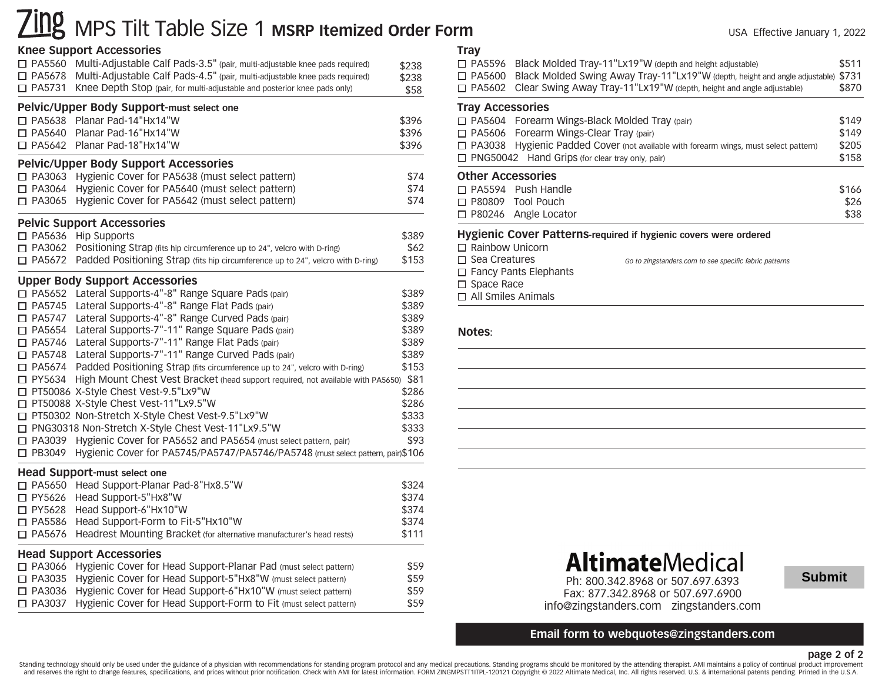# Zing MPS Tilt Table Size 1 **MSRP Itemized Order Form**

USA Effective January 1, 2022

## Knee Support Accessories

| | | |
|---|---|---|
| ☐ PA5560 | Multi-Adjustable Calf Pads-3.5" (pair, multi-adjustable knee pads required) | $238 |
| ☐ PA5678 | Multi-Adjustable Calf Pads-4.5" (pair, multi-adjustable knee pads required) | $238 |
| ☐ PA5731 | Knee Depth Stop (pair, for multi-adjustable and posterior knee pads only) | $58 |

## Pelvic/Upper Body Support-must select one

| | | |
|---|---|---|
| ☐ PA5638 | Planar Pad-14"Hx14"W | $396 |
| ☐ PA5640 | Planar Pad-16"Hx14"W | $396 |
| ☐ PA5642 | Planar Pad-18"Hx14"W | $396 |

## Pelvic/Upper Body Support Accessories

| | | |
|---|---|---|
| ☐ PA3063 | Hygienic Cover for PA5638 (must select pattern) | $74 |
| ☐ PA3064 | Hygienic Cover for PA5640 (must select pattern) | $74 |
| ☐ PA3065 | Hygienic Cover for PA5642 (must select pattern) | $74 |

## Pelvic Support Accessories

| | | |
|---|---|---|
| ☐ PA5636 | Hip Supports | $389 |
| ☐ PA3062 | Positioning Strap (fits hip circumference up to 24", velcro with D-ring) | $62 |
| ☐ PA5672 | Padded Positioning Strap (fits hip circumference up to 24", velcro with D-ring) | $153 |

## Upper Body Support Accessories

| | | |
|---|---|---|
| ☐ PA5652 | Lateral Supports-4"-8" Range Square Pads (pair) | $389 |
| ☐ PA5745 | Lateral Supports-4"-8" Range Flat Pads (pair) | $389 |
| ☐ PA5747 | Lateral Supports-4"-8" Range Curved Pads (pair) | $389 |
| ☐ PA5654 | Lateral Supports-7"-11" Range Square Pads (pair) | $389 |
| ☐ PA5746 | Lateral Supports-7"-11" Range Flat Pads (pair) | $389 |
| ☐ PA5748 | Lateral Supports-7"-11" Range Curved Pads (pair) | $389 |
| ☐ PA5674 | Padded Positioning Strap (fits circumference up to 24", velcro with D-ring) | $153 |
| ☐ PY5634 | High Mount Chest Vest Bracket (head support required, not available with PA5650) | $81 |
| ☐ PT50086 | X-Style Chest Vest-9.5"Lx9"W | $286 |
| ☐ PT50088 | X-Style Chest Vest-11"Lx9.5"W | $286 |
| ☐ PT50302 | Non-Stretch X-Style Chest Vest-9.5"Lx9"W | $333 |
| ☐ PNG30318 | Non-Stretch X-Style Chest Vest-11"Lx9.5"W | $333 |
| ☐ PA3039 | Hygienic Cover for PA5652 and PA5654 (must select pattern, pair) | $93 |
| ☐ PB3049 | Hygienic Cover for PA5745/PA5747/PA5746/PA5748 (must select pattern, pair) | $106 |

## Head Support-must select one

| | | |
|---|---|---|
| ☐ PA5650 | Head Support-Planar Pad-8"Hx8.5"W | $324 |
| ☐ PY5626 | Head Support-5"Hx8"W | $374 |
| ☐ PY5628 | Head Support-6"Hx10"W | $374 |
| ☐ PA5586 | Head Support-Form to Fit-5"Hx10"W | $374 |
| ☐ PA5676 | Headrest Mounting Bracket (for alternative manufacturer's head rests) | $111 |

## Head Support Accessories

| | | |
|---|---|---|
| ☐ PA3066 | Hygienic Cover for Head Support-Planar Pad (must select pattern) | $59 |
| ☐ PA3035 | Hygienic Cover for Head Support-5"Hx8"W (must select pattern) | $59 |
| ☐ PA3036 | Hygienic Cover for Head Support-6"Hx10"W (must select pattern) | $59 |
| ☐ PA3037 | Hygienic Cover for Head Support-Form to Fit (must select pattern) | $59 |

## Tray

| | | |
|---|---|---|
| ☐ PA5596 | Black Molded Tray-11"Lx19"W (depth and height adjustable) | $511 |
| ☐ PA5600 | Black Molded Swing Away Tray-11"Lx19"W (depth, height and angle adjustable) | $731 |
| ☐ PA5602 | Clear Swing Away Tray-11"Lx19"W (depth, height and angle adjustable) | $870 |

## Tray Accessories

| | | |
|---|---|---|
| ☐ PA5604 | Forearm Wings-Black Molded Tray (pair) | $149 |
| ☐ PA5606 | Forearm Wings-Clear Tray (pair) | $149 |
| ☐ PA3038 | Hygienic Padded Cover (not available with forearm wings, must select pattern) | $205 |
| ☐ PNG50042 | Hand Grips (for clear tray only, pair) | $158 |

## Other Accessories

| | | |
|---|---|---|
| ☐ PA5594 | Push Handle | $166 |
| ☐ P80809 | Tool Pouch | $26 |
| ☐ P80246 | Angle Locator | $38 |

## Hygienic Cover Patterns-required if hygienic covers were ordered

- ☐ Rainbow Unicorn
- ☐ Sea Creatures
- ☐ Fancy Pants Elephants
- ☐ Space Race
- ☐ All Smiles Animals

*Go to zingstanders.com to see specific fabric patterns*

**Notes**:

**Altimate**Medical
Ph: 800.342.8968 or 507.697.6393
Fax: 877.342.8968 or 507.697.6900
info@zingstanders.com zingstanders.com

Submit

**Email form to webquotes@zingstanders.com**

Standing technology should only be used under the guidance of a physician with recommendations for standing program protocol and any medical precautions. Standing programs should be monitored by the attending therapist. AMI maintains a policy of continual product improvement and reserves the right to change features, specifications, and prices without prior notification. Check with AMI for latest information. FORM ZINGMPSTT1ITPL-120121 Copyright © 2022 Altimate Medical, Inc. All rights reserved. U.S. & international patents pending. Printed in the U.S.A.